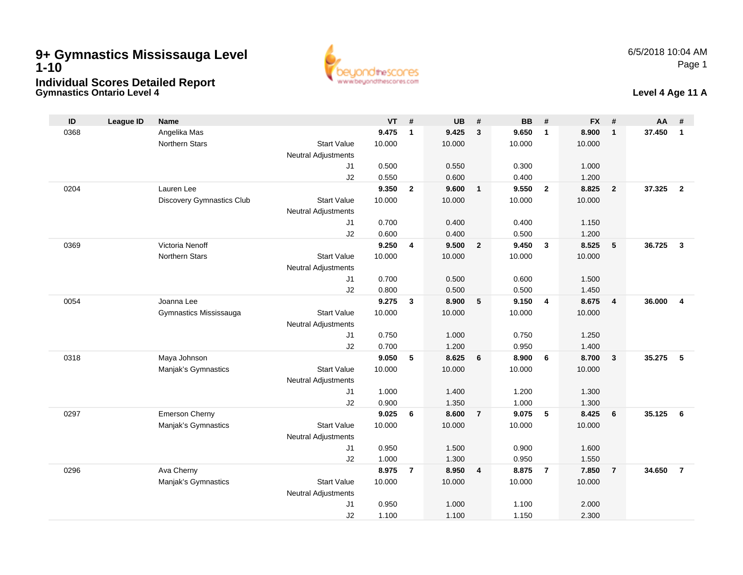# 9+ Gymnastics Mississauga Level 1-10

## Individual Scores Detailed Report

### Gymnastics Ontario Level 4

6/5/2018 10:04 AM

**Level 4 Age 11 A**

| ID | League ID | Name | | VT | # | UB | # | BB | # | FX | # | AA | # |
|---|---|---|---|---|---|---|---|---|---|---|---|---|---|
| 0368 | | Angelika Mas | | **9.475** | **1** | **9.425** | **3** | **9.650** | **1** | **8.900** | **1** | **37.450** | **1** |
| | | Northern Stars | Start Value | 10.000 | | 10.000 | | 10.000 | | 10.000 | | | |
| | | | Neutral Adjustments | | | | | | | | | | |
| | | | J1 | 0.500 | | 0.550 | | 0.300 | | 1.000 | | | |
| | | | J2 | 0.550 | | 0.600 | | 0.400 | | 1.200 | | | |
| 0204 | | Lauren Lee | | **9.350** | **2** | **9.600** | **1** | **9.550** | **2** | **8.825** | **2** | **37.325** | **2** |
| | | Discovery Gymnastics Club | Start Value | 10.000 | | 10.000 | | 10.000 | | 10.000 | | | |
| | | | Neutral Adjustments | | | | | | | | | | |
| | | | J1 | 0.700 | | 0.400 | | 0.400 | | 1.150 | | | |
| | | | J2 | 0.600 | | 0.400 | | 0.500 | | 1.200 | | | |
| 0369 | | Victoria Nenoff | | **9.250** | **4** | **9.500** | **2** | **9.450** | **3** | **8.525** | **5** | **36.725** | **3** |
| | | Northern Stars | Start Value | 10.000 | | 10.000 | | 10.000 | | 10.000 | | | |
| | | | Neutral Adjustments | | | | | | | | | | |
| | | | J1 | 0.700 | | 0.500 | | 0.600 | | 1.500 | | | |
| | | | J2 | 0.800 | | 0.500 | | 0.500 | | 1.450 | | | |
| 0054 | | Joanna Lee | | **9.275** | **3** | **8.900** | **5** | **9.150** | **4** | **8.675** | **4** | **36.000** | **4** |
| | | Gymnastics Mississauga | Start Value | 10.000 | | 10.000 | | 10.000 | | 10.000 | | | |
| | | | Neutral Adjustments | | | | | | | | | | |
| | | | J1 | 0.750 | | 1.000 | | 0.750 | | 1.250 | | | |
| | | | J2 | 0.700 | | 1.200 | | 0.950 | | 1.400 | | | |
| 0318 | | Maya Johnson | | **9.050** | **5** | **8.625** | **6** | **8.900** | **6** | **8.700** | **3** | **35.275** | **5** |
| | | Manjak's Gymnastics | Start Value | 10.000 | | 10.000 | | 10.000 | | 10.000 | | | |
| | | | Neutral Adjustments | | | | | | | | | | |
| | | | J1 | 1.000 | | 1.400 | | 1.200 | | 1.300 | | | |
| | | | J2 | 0.900 | | 1.350 | | 1.000 | | 1.300 | | | |
| 0297 | | Emerson Cherny | | **9.025** | **6** | **8.600** | **7** | **9.075** | **5** | **8.425** | **6** | **35.125** | **6** |
| | | Manjak's Gymnastics | Start Value | 10.000 | | 10.000 | | 10.000 | | 10.000 | | | |
| | | | Neutral Adjustments | | | | | | | | | | |
| | | | J1 | 0.950 | | 1.500 | | 0.900 | | 1.600 | | | |
| | | | J2 | 1.000 | | 1.300 | | 0.950 | | 1.550 | | | |
| 0296 | | Ava Cherny | | **8.975** | **7** | **8.950** | **4** | **8.875** | **7** | **7.850** | **7** | **34.650** | **7** |
| | | Manjak's Gymnastics | Start Value | 10.000 | | 10.000 | | 10.000 | | 10.000 | | | |
| | | | Neutral Adjustments | | | | | | | | | | |
| | | | J1 | 0.950 | | 1.000 | | 1.100 | | 2.000 | | | |
| | | | J2 | 1.100 | | 1.100 | | 1.150 | | 2.300 | | | |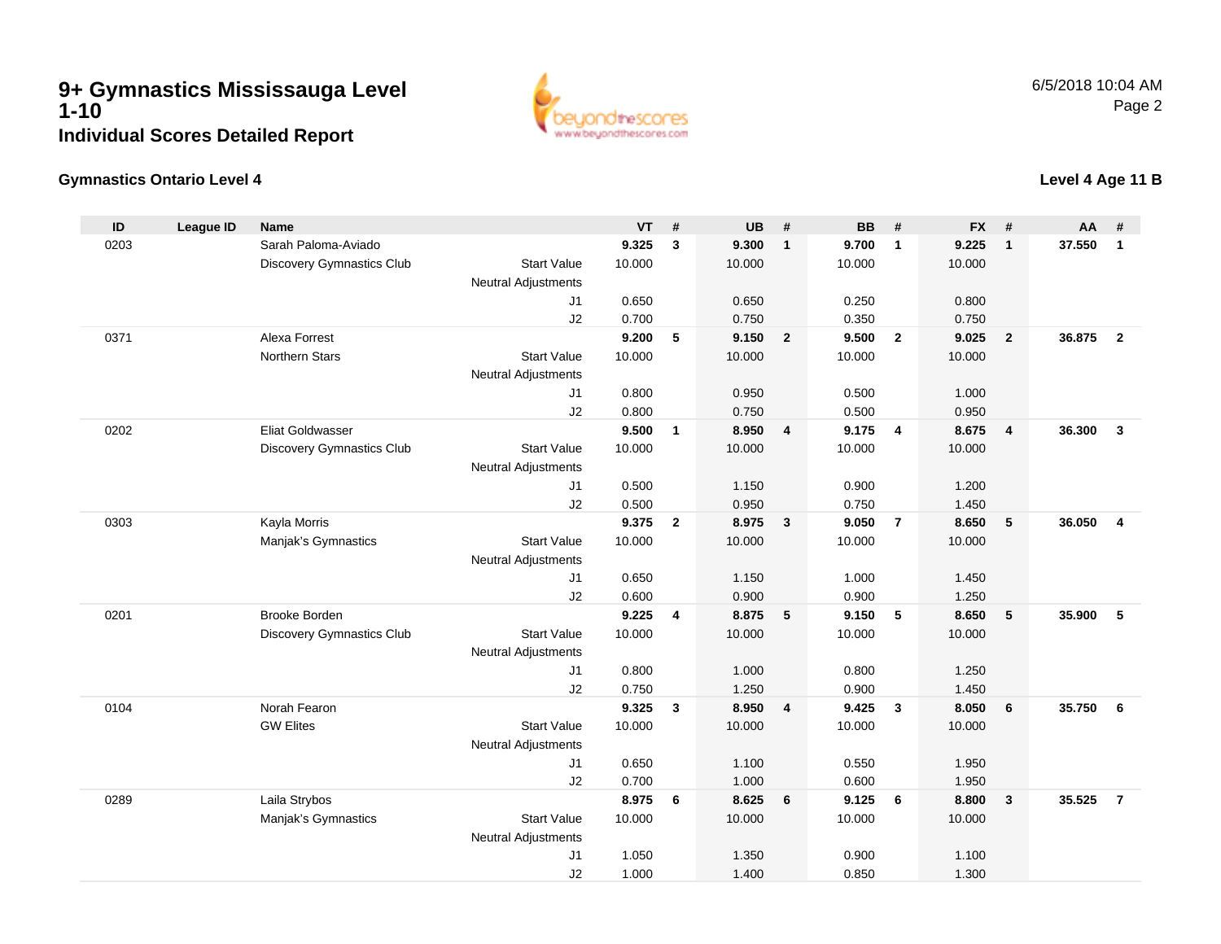# 9+ Gymnastics Mississauga Level 1-10

## Individual Scores Detailed Report

6/5/2018 10:04 AM

**Gymnastics Ontario Level 4**

**Level 4 Age 11 B**

| ID | League ID | Name | | VT | # | UB | # | BB | # | FX | # | AA | # |
|---|---|---|---|---|---|---|---|---|---|---|---|---|---|
| 0203 | | Sarah Paloma-Aviado | | **9.325** | **3** | **9.300** | **1** | **9.700** | **1** | **9.225** | **1** | **37.550** | **1** |
| | | Discovery Gymnastics Club | Start Value | 10.000 | | 10.000 | | 10.000 | | 10.000 | | | |
| | | | Neutral Adjustments | | | | | | | | | | |
| | | | J1 | 0.650 | | 0.650 | | 0.250 | | 0.800 | | | |
| | | | J2 | 0.700 | | 0.750 | | 0.350 | | 0.750 | | | |
| 0371 | | Alexa Forrest | | **9.200** | **5** | **9.150** | **2** | **9.500** | **2** | **9.025** | **2** | **36.875** | **2** |
| | | Northern Stars | Start Value | 10.000 | | 10.000 | | 10.000 | | 10.000 | | | |
| | | | Neutral Adjustments | | | | | | | | | | |
| | | | J1 | 0.800 | | 0.950 | | 0.500 | | 1.000 | | | |
| | | | J2 | 0.800 | | 0.750 | | 0.500 | | 0.950 | | | |
| 0202 | | Eliat Goldwasser | | **9.500** | **1** | **8.950** | **4** | **9.175** | **4** | **8.675** | **4** | **36.300** | **3** |
| | | Discovery Gymnastics Club | Start Value | 10.000 | | 10.000 | | 10.000 | | 10.000 | | | |
| | | | Neutral Adjustments | | | | | | | | | | |
| | | | J1 | 0.500 | | 1.150 | | 0.900 | | 1.200 | | | |
| | | | J2 | 0.500 | | 0.950 | | 0.750 | | 1.450 | | | |
| 0303 | | Kayla Morris | | **9.375** | **2** | **8.975** | **3** | **9.050** | **7** | **8.650** | **5** | **36.050** | **4** |
| | | Manjak's Gymnastics | Start Value | 10.000 | | 10.000 | | 10.000 | | 10.000 | | | |
| | | | Neutral Adjustments | | | | | | | | | | |
| | | | J1 | 0.650 | | 1.150 | | 1.000 | | 1.450 | | | |
| | | | J2 | 0.600 | | 0.900 | | 0.900 | | 1.250 | | | |
| 0201 | | Brooke Borden | | **9.225** | **4** | **8.875** | **5** | **9.150** | **5** | **8.650** | **5** | **35.900** | **5** |
| | | Discovery Gymnastics Club | Start Value | 10.000 | | 10.000 | | 10.000 | | 10.000 | | | |
| | | | Neutral Adjustments | | | | | | | | | | |
| | | | J1 | 0.800 | | 1.000 | | 0.800 | | 1.250 | | | |
| | | | J2 | 0.750 | | 1.250 | | 0.900 | | 1.450 | | | |
| 0104 | | Norah Fearon | | **9.325** | **3** | **8.950** | **4** | **9.425** | **3** | **8.050** | **6** | **35.750** | **6** |
| | | GW Elites | Start Value | 10.000 | | 10.000 | | 10.000 | | 10.000 | | | |
| | | | Neutral Adjustments | | | | | | | | | | |
| | | | J1 | 0.650 | | 1.100 | | 0.550 | | 1.950 | | | |
| | | | J2 | 0.700 | | 1.000 | | 0.600 | | 1.950 | | | |
| 0289 | | Laila Strybos | | **8.975** | **6** | **8.625** | **6** | **9.125** | **6** | **8.800** | **3** | **35.525** | **7** |
| | | Manjak's Gymnastics | Start Value | 10.000 | | 10.000 | | 10.000 | | 10.000 | | | |
| | | | Neutral Adjustments | | | | | | | | | | |
| | | | J1 | 1.050 | | 1.350 | | 0.900 | | 1.100 | | | |
| | | | J2 | 1.000 | | 1.400 | | 0.850 | | 1.300 | | | |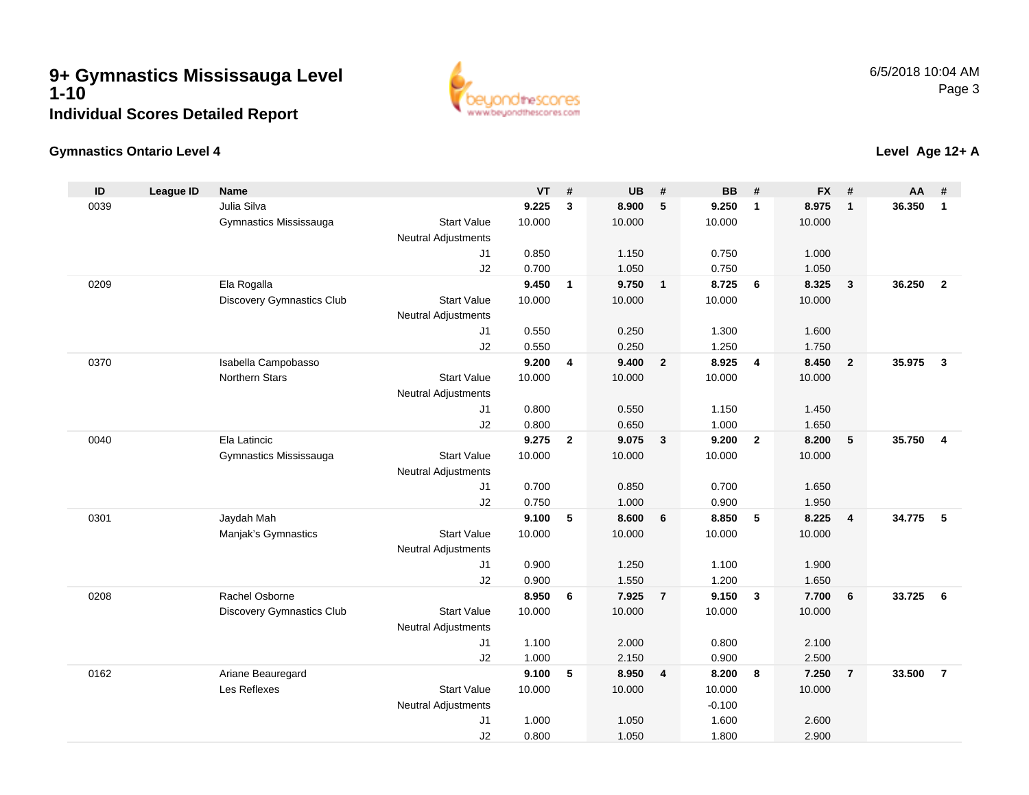# 9+ Gymnastics Mississauga Level 1-10

## Individual Scores Detailed Report

6/5/2018 10:04 AM

### Gymnastics Ontario Level 4

**Level Age 12+ A**

| ID | League ID | Name | | VT | # | UB | # | BB | # | FX | # | AA | # |
|---|---|---|---|---|---|---|---|---|---|---|---|---|---|
| 0039 | | Julia Silva | | **9.225** | **3** | **8.900** | **5** | **9.250** | **1** | **8.975** | **1** | **36.350** | **1** |
| | | Gymnastics Mississauga | Start Value | 10.000 | | 10.000 | | 10.000 | | 10.000 | | | |
| | | | Neutral Adjustments | | | | | | | | | | |
| | | | J1 | 0.850 | | 1.150 | | 0.750 | | 1.000 | | | |
| | | | J2 | 0.700 | | 1.050 | | 0.750 | | 1.050 | | | |
| 0209 | | Ela Rogalla | | **9.450** | **1** | **9.750** | **1** | **8.725** | **6** | **8.325** | **3** | **36.250** | **2** |
| | | Discovery Gymnastics Club | Start Value | 10.000 | | 10.000 | | 10.000 | | 10.000 | | | |
| | | | Neutral Adjustments | | | | | | | | | | |
| | | | J1 | 0.550 | | 0.250 | | 1.300 | | 1.600 | | | |
| | | | J2 | 0.550 | | 0.250 | | 1.250 | | 1.750 | | | |
| 0370 | | Isabella Campobasso | | **9.200** | **4** | **9.400** | **2** | **8.925** | **4** | **8.450** | **2** | **35.975** | **3** |
| | | Northern Stars | Start Value | 10.000 | | 10.000 | | 10.000 | | 10.000 | | | |
| | | | Neutral Adjustments | | | | | | | | | | |
| | | | J1 | 0.800 | | 0.550 | | 1.150 | | 1.450 | | | |
| | | | J2 | 0.800 | | 0.650 | | 1.000 | | 1.650 | | | |
| 0040 | | Ela Latincic | | **9.275** | **2** | **9.075** | **3** | **9.200** | **2** | **8.200** | **5** | **35.750** | **4** |
| | | Gymnastics Mississauga | Start Value | 10.000 | | 10.000 | | 10.000 | | 10.000 | | | |
| | | | Neutral Adjustments | | | | | | | | | | |
| | | | J1 | 0.700 | | 0.850 | | 0.700 | | 1.650 | | | |
| | | | J2 | 0.750 | | 1.000 | | 0.900 | | 1.950 | | | |
| 0301 | | Jaydah Mah | | **9.100** | **5** | **8.600** | **6** | **8.850** | **5** | **8.225** | **4** | **34.775** | **5** |
| | | Manjak's Gymnastics | Start Value | 10.000 | | 10.000 | | 10.000 | | 10.000 | | | |
| | | | Neutral Adjustments | | | | | | | | | | |
| | | | J1 | 0.900 | | 1.250 | | 1.100 | | 1.900 | | | |
| | | | J2 | 0.900 | | 1.550 | | 1.200 | | 1.650 | | | |
| 0208 | | Rachel Osborne | | **8.950** | **6** | **7.925** | **7** | **9.150** | **3** | **7.700** | **6** | **33.725** | **6** |
| | | Discovery Gymnastics Club | Start Value | 10.000 | | 10.000 | | 10.000 | | 10.000 | | | |
| | | | Neutral Adjustments | | | | | | | | | | |
| | | | J1 | 1.100 | | 2.000 | | 0.800 | | 2.100 | | | |
| | | | J2 | 1.000 | | 2.150 | | 0.900 | | 2.500 | | | |
| 0162 | | Ariane Beauregard | | **9.100** | **5** | **8.950** | **4** | **8.200** | **8** | **7.250** | **7** | **33.500** | **7** |
| | | Les Reflexes | Start Value | 10.000 | | 10.000 | | 10.000 | | 10.000 | | | |
| | | | Neutral Adjustments | | | | | -0.100 | | | | | |
| | | | J1 | 1.000 | | 1.050 | | 1.600 | | 2.600 | | | |
| | | | J2 | 0.800 | | 1.050 | | 1.800 | | 2.900 | | | |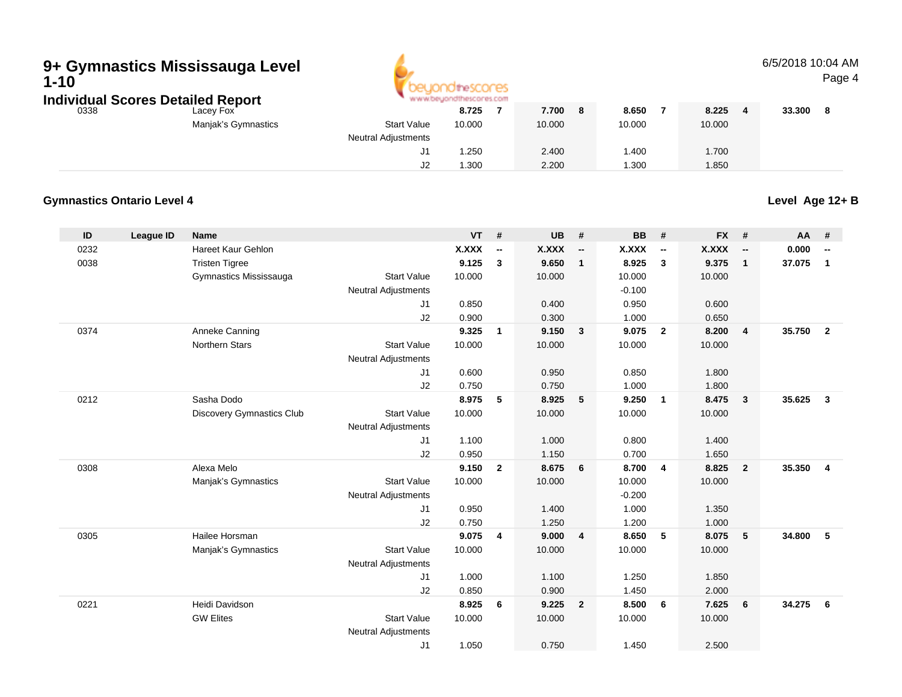# 9+ Gymnastics Mississauga Level 1-10

## Individual Scores Detailed Report

| ID | League ID | Name | | VT | # | UB | # | BB | # | FX | # | AA | # |
|---|---|---|---|---|---|---|---|---|---|---|---|---|---|
| 0338 | | Lacey Fox | | **8.725** | **7** | **7.700** | **8** | **8.650** | **7** | **8.225** | **4** | **33.300** | **8** |
| | | Manjak's Gymnastics | Start Value | 10.000 | | 10.000 | | 10.000 | | 10.000 | | | |
| | | | Neutral Adjustments | | | | | | | | | | |
| | | | J1 | 1.250 | | 2.400 | | 1.400 | | 1.700 | | | |
| | | | J2 | 1.300 | | 2.200 | | 1.300 | | 1.850 | | | |

### Gymnastics Ontario Level 4

**Level Age 12+ B**

| ID | League ID | Name | | VT | # | UB | # | BB | # | FX | # | AA | # |
|---|---|---|---|---|---|---|---|---|---|---|---|---|---|
| 0232 | | Hareet Kaur Gehlon | | **X.XXX** | **--** | **X.XXX** | **--** | **X.XXX** | **--** | **X.XXX** | **--** | **0.000** | **--** |
| 0038 | | Tristen Tigree | | **9.125** | **3** | **9.650** | **1** | **8.925** | **3** | **9.375** | **1** | **37.075** | **1** |
| | | Gymnastics Mississauga | Start Value | 10.000 | | 10.000 | | 10.000 | | 10.000 | | | |
| | | | Neutral Adjustments | | | | | -0.100 | | | | | |
| | | | J1 | 0.850 | | 0.400 | | 0.950 | | 0.600 | | | |
| | | | J2 | 0.900 | | 0.300 | | 1.000 | | 0.650 | | | |
| 0374 | | Anneke Canning | | **9.325** | **1** | **9.150** | **3** | **9.075** | **2** | **8.200** | **4** | **35.750** | **2** |
| | | Northern Stars | Start Value | 10.000 | | 10.000 | | 10.000 | | 10.000 | | | |
| | | | Neutral Adjustments | | | | | | | | | | |
| | | | J1 | 0.600 | | 0.950 | | 0.850 | | 1.800 | | | |
| | | | J2 | 0.750 | | 0.750 | | 1.000 | | 1.800 | | | |
| 0212 | | Sasha Dodo | | **8.975** | **5** | **8.925** | **5** | **9.250** | **1** | **8.475** | **3** | **35.625** | **3** |
| | | Discovery Gymnastics Club | Start Value | 10.000 | | 10.000 | | 10.000 | | 10.000 | | | |
| | | | Neutral Adjustments | | | | | | | | | | |
| | | | J1 | 1.100 | | 1.000 | | 0.800 | | 1.400 | | | |
| | | | J2 | 0.950 | | 1.150 | | 0.700 | | 1.650 | | | |
| 0308 | | Alexa Melo | | **9.150** | **2** | **8.675** | **6** | **8.700** | **4** | **8.825** | **2** | **35.350** | **4** |
| | | Manjak's Gymnastics | Start Value | 10.000 | | 10.000 | | 10.000 | | 10.000 | | | |
| | | | Neutral Adjustments | | | | | -0.200 | | | | | |
| | | | J1 | 0.950 | | 1.400 | | 1.000 | | 1.350 | | | |
| | | | J2 | 0.750 | | 1.250 | | 1.200 | | 1.000 | | | |
| 0305 | | Hailee Horsman | | **9.075** | **4** | **9.000** | **4** | **8.650** | **5** | **8.075** | **5** | **34.800** | **5** |
| | | Manjak's Gymnastics | Start Value | 10.000 | | 10.000 | | 10.000 | | 10.000 | | | |
| | | | Neutral Adjustments | | | | | | | | | | |
| | | | J1 | 1.000 | | 1.100 | | 1.250 | | 1.850 | | | |
| | | | J2 | 0.850 | | 0.900 | | 1.450 | | 2.000 | | | |
| 0221 | | Heidi Davidson | | **8.925** | **6** | **9.225** | **2** | **8.500** | **6** | **7.625** | **6** | **34.275** | **6** |
| | | GW Elites | Start Value | 10.000 | | 10.000 | | 10.000 | | 10.000 | | | |
| | | | Neutral Adjustments | | | | | | | | | | |
| | | | J1 | 1.050 | | 0.750 | | 1.450 | | 2.500 | | | |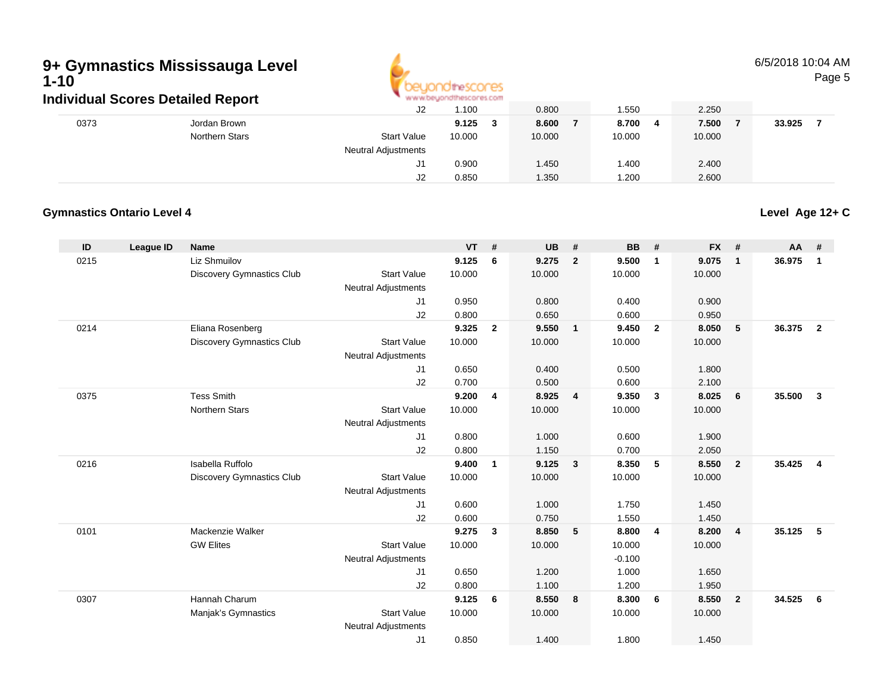# 9+ Gymnastics Mississauga Level 1-10

## Individual Scores Detailed Report

| ID | League ID | Name | | VT | # | UB | # | BB | # | FX | # | AA | # |
|---|---|---|---|---|---|---|---|---|---|---|---|---|---|
| | | | J2 | 1.100 | | 0.800 | | 1.550 | | 2.250 | | | |
| 0373 | | Jordan Brown | | **9.125** | **3** | **8.600** | **7** | **8.700** | **4** | **7.500** | **7** | **33.925** | **7** |
| | | Northern Stars | Start Value | 10.000 | | 10.000 | | 10.000 | | 10.000 | | | |
| | | | Neutral Adjustments | | | | | | | | | | |
| | | | J1 | 0.900 | | 1.450 | | 1.400 | | 2.400 | | | |
| | | | J2 | 0.850 | | 1.350 | | 1.200 | | 2.600 | | | |

### Gymnastics Ontario Level 4

**Level Age 12+ C**

| ID | League ID | Name | | VT | # | UB | # | BB | # | FX | # | AA | # |
|---|---|---|---|---|---|---|---|---|---|---|---|---|---|
| 0215 | | Liz Shmuilov | | **9.125** | **6** | **9.275** | **2** | **9.500** | **1** | **9.075** | **1** | **36.975** | **1** |
| | | Discovery Gymnastics Club | Start Value | 10.000 | | 10.000 | | 10.000 | | 10.000 | | | |
| | | | Neutral Adjustments | | | | | | | | | | |
| | | | J1 | 0.950 | | 0.800 | | 0.400 | | 0.900 | | | |
| | | | J2 | 0.800 | | 0.650 | | 0.600 | | 0.950 | | | |
| 0214 | | Eliana Rosenberg | | **9.325** | **2** | **9.550** | **1** | **9.450** | **2** | **8.050** | **5** | **36.375** | **2** |
| | | Discovery Gymnastics Club | Start Value | 10.000 | | 10.000 | | 10.000 | | 10.000 | | | |
| | | | Neutral Adjustments | | | | | | | | | | |
| | | | J1 | 0.650 | | 0.400 | | 0.500 | | 1.800 | | | |
| | | | J2 | 0.700 | | 0.500 | | 0.600 | | 2.100 | | | |
| 0375 | | Tess Smith | | **9.200** | **4** | **8.925** | **4** | **9.350** | **3** | **8.025** | **6** | **35.500** | **3** |
| | | Northern Stars | Start Value | 10.000 | | 10.000 | | 10.000 | | 10.000 | | | |
| | | | Neutral Adjustments | | | | | | | | | | |
| | | | J1 | 0.800 | | 1.000 | | 0.600 | | 1.900 | | | |
| | | | J2 | 0.800 | | 1.150 | | 0.700 | | 2.050 | | | |
| 0216 | | Isabella Ruffolo | | **9.400** | **1** | **9.125** | **3** | **8.350** | **5** | **8.550** | **2** | **35.425** | **4** |
| | | Discovery Gymnastics Club | Start Value | 10.000 | | 10.000 | | 10.000 | | 10.000 | | | |
| | | | Neutral Adjustments | | | | | | | | | | |
| | | | J1 | 0.600 | | 1.000 | | 1.750 | | 1.450 | | | |
| | | | J2 | 0.600 | | 0.750 | | 1.550 | | 1.450 | | | |
| 0101 | | Mackenzie Walker | | **9.275** | **3** | **8.850** | **5** | **8.800** | **4** | **8.200** | **4** | **35.125** | **5** |
| | | GW Elites | Start Value | 10.000 | | 10.000 | | 10.000 | | 10.000 | | | |
| | | | Neutral Adjustments | | | | | -0.100 | | | | | |
| | | | J1 | 0.650 | | 1.200 | | 1.000 | | 1.650 | | | |
| | | | J2 | 0.800 | | 1.100 | | 1.200 | | 1.950 | | | |
| 0307 | | Hannah Charum | | **9.125** | **6** | **8.550** | **8** | **8.300** | **6** | **8.550** | **2** | **34.525** | **6** |
| | | Manjak's Gymnastics | Start Value | 10.000 | | 10.000 | | 10.000 | | 10.000 | | | |
| | | | Neutral Adjustments | | | | | | | | | | |
| | | | J1 | 0.850 | | 1.400 | | 1.800 | | 1.450 | | | |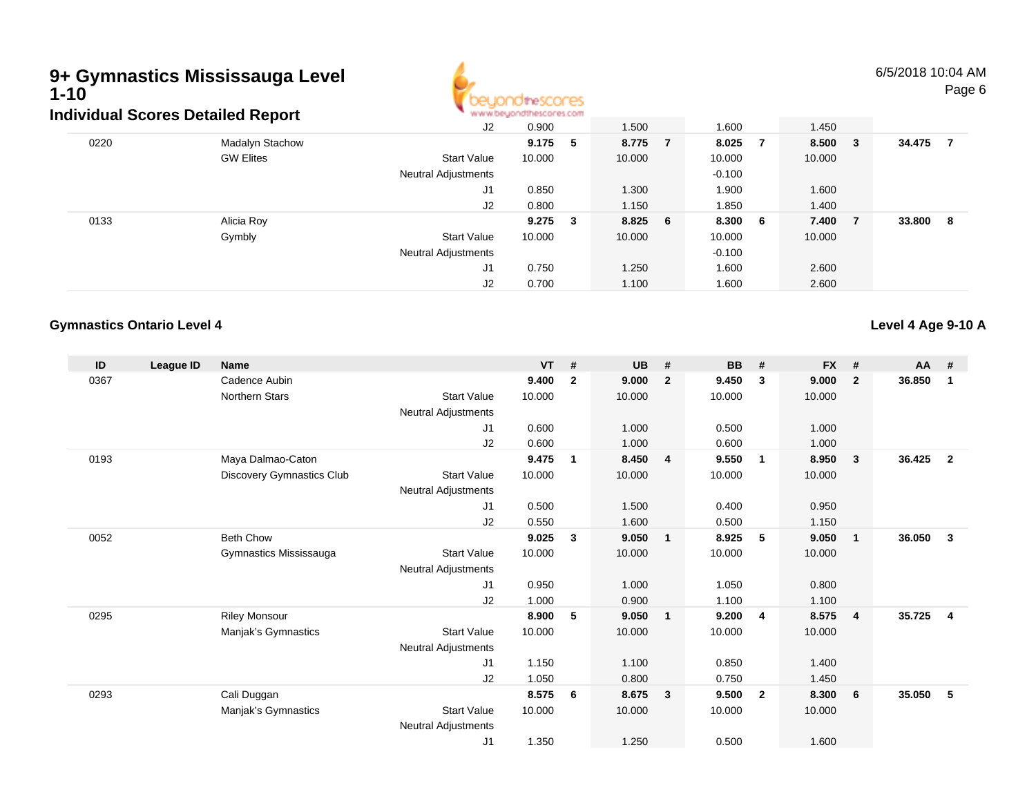# 9+ Gymnastics Mississauga Level 1-10

## Individual Scores Detailed Report

| ID | League ID | Name | | VT | # | UB | # | BB | # | FX | # | AA | # |
|---|---|---|---|---|---|---|---|---|---|---|---|---|---|
| | | | J2 | 0.900 | | 1.500 | | 1.600 | | 1.450 | | | |
| 0220 | | Madalyn Stachow | | **9.175** | **5** | **8.775** | **7** | **8.025** | **7** | **8.500** | **3** | **34.475** | **7** |
| | | GW Elites | Start Value | 10.000 | | 10.000 | | 10.000 | | 10.000 | | | |
| | | | Neutral Adjustments | | | | | -0.100 | | | | | |
| | | | J1 | 0.850 | | 1.300 | | 1.900 | | 1.600 | | | |
| | | | J2 | 0.800 | | 1.150 | | 1.850 | | 1.400 | | | |
| 0133 | | Alicia Roy | | **9.275** | **3** | **8.825** | **6** | **8.300** | **6** | **7.400** | **7** | **33.800** | **8** |
| | | Gymbly | Start Value | 10.000 | | 10.000 | | 10.000 | | 10.000 | | | |
| | | | Neutral Adjustments | | | | | -0.100 | | | | | |
| | | | J1 | 0.750 | | 1.250 | | 1.600 | | 2.600 | | | |
| | | | J2 | 0.700 | | 1.100 | | 1.600 | | 2.600 | | | |

### Gymnastics Ontario Level 4

**Level 4 Age 9-10 A**

| ID | League ID | Name | | VT | # | UB | # | BB | # | FX | # | AA | # |
|---|---|---|---|---|---|---|---|---|---|---|---|---|---|
| 0367 | | Cadence Aubin | | **9.400** | **2** | **9.000** | **2** | **9.450** | **3** | **9.000** | **2** | **36.850** | **1** |
| | | Northern Stars | Start Value | 10.000 | | 10.000 | | 10.000 | | 10.000 | | | |
| | | | Neutral Adjustments | | | | | | | | | | |
| | | | J1 | 0.600 | | 1.000 | | 0.500 | | 1.000 | | | |
| | | | J2 | 0.600 | | 1.000 | | 0.600 | | 1.000 | | | |
| 0193 | | Maya Dalmao-Caton | | **9.475** | **1** | **8.450** | **4** | **9.550** | **1** | **8.950** | **3** | **36.425** | **2** |
| | | Discovery Gymnastics Club | Start Value | 10.000 | | 10.000 | | 10.000 | | 10.000 | | | |
| | | | Neutral Adjustments | | | | | | | | | | |
| | | | J1 | 0.500 | | 1.500 | | 0.400 | | 0.950 | | | |
| | | | J2 | 0.550 | | 1.600 | | 0.500 | | 1.150 | | | |
| 0052 | | Beth Chow | | **9.025** | **3** | **9.050** | **1** | **8.925** | **5** | **9.050** | **1** | **36.050** | **3** |
| | | Gymnastics Mississauga | Start Value | 10.000 | | 10.000 | | 10.000 | | 10.000 | | | |
| | | | Neutral Adjustments | | | | | | | | | | |
| | | | J1 | 0.950 | | 1.000 | | 1.050 | | 0.800 | | | |
| | | | J2 | 1.000 | | 0.900 | | 1.100 | | 1.100 | | | |
| 0295 | | Riley Monsour | | **8.900** | **5** | **9.050** | **1** | **9.200** | **4** | **8.575** | **4** | **35.725** | **4** |
| | | Manjak's Gymnastics | Start Value | 10.000 | | 10.000 | | 10.000 | | 10.000 | | | |
| | | | Neutral Adjustments | | | | | | | | | | |
| | | | J1 | 1.150 | | 1.100 | | 0.850 | | 1.400 | | | |
| | | | J2 | 1.050 | | 0.800 | | 0.750 | | 1.450 | | | |
| 0293 | | Cali Duggan | | **8.575** | **6** | **8.675** | **3** | **9.500** | **2** | **8.300** | **6** | **35.050** | **5** |
| | | Manjak's Gymnastics | Start Value | 10.000 | | 10.000 | | 10.000 | | 10.000 | | | |
| | | | Neutral Adjustments | | | | | | | | | | |
| | | | J1 | 1.350 | | 1.250 | | 0.500 | | 1.600 | | | |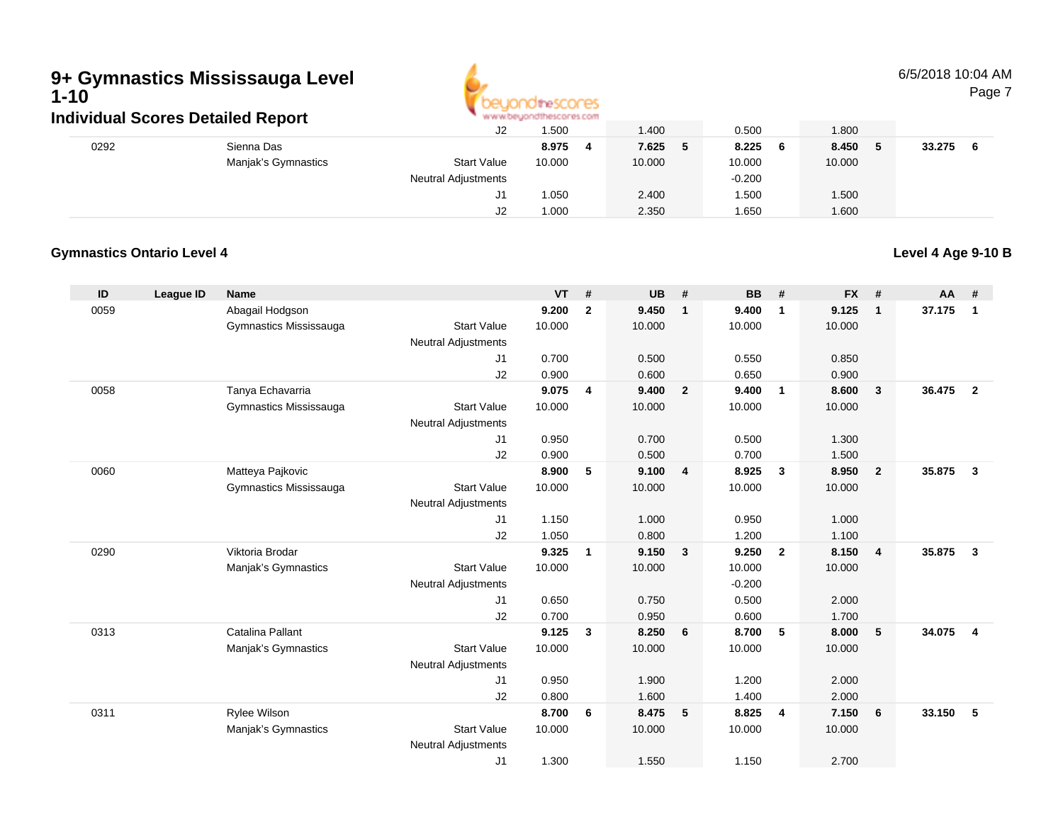# 9+ Gymnastics Mississauga Level 1-10

## Individual Scores Detailed Report

| ID | League ID | Name | | VT | # | UB | # | BB | # | FX | # | AA | # |
|---|---|---|---|---|---|---|---|---|---|---|---|---|---|
| | | | J2 | 1.500 | | 1.400 | | 0.500 | | 1.800 | | | |
| 0292 | | Sienna Das | | **8.975** | **4** | **7.625** | **5** | **8.225** | **6** | **8.450** | **5** | **33.275** | **6** |
| | | Manjak's Gymnastics | Start Value | 10.000 | | 10.000 | | 10.000 | | 10.000 | | | |
| | | | Neutral Adjustments | | | | | -0.200 | | | | | |
| | | | J1 | 1.050 | | 2.400 | | 1.500 | | 1.500 | | | |
| | | | J2 | 1.000 | | 2.350 | | 1.650 | | 1.600 | | | |

**Gymnastics Ontario Level 4**

**Level 4 Age 9-10 B**

| ID | League ID | Name | | VT | # | UB | # | BB | # | FX | # | AA | # |
|---|---|---|---|---|---|---|---|---|---|---|---|---|---|
| 0059 | | Abagail Hodgson | | **9.200** | **2** | **9.450** | **1** | **9.400** | **1** | **9.125** | **1** | **37.175** | **1** |
| | | Gymnastics Mississauga | Start Value | 10.000 | | 10.000 | | 10.000 | | 10.000 | | | |
| | | | Neutral Adjustments | | | | | | | | | | |
| | | | J1 | 0.700 | | 0.500 | | 0.550 | | 0.850 | | | |
| | | | J2 | 0.900 | | 0.600 | | 0.650 | | 0.900 | | | |
| 0058 | | Tanya Echavarria | | **9.075** | **4** | **9.400** | **2** | **9.400** | **1** | **8.600** | **3** | **36.475** | **2** |
| | | Gymnastics Mississauga | Start Value | 10.000 | | 10.000 | | 10.000 | | 10.000 | | | |
| | | | Neutral Adjustments | | | | | | | | | | |
| | | | J1 | 0.950 | | 0.700 | | 0.500 | | 1.300 | | | |
| | | | J2 | 0.900 | | 0.500 | | 0.700 | | 1.500 | | | |
| 0060 | | Matteya Pajkovic | | **8.900** | **5** | **9.100** | **4** | **8.925** | **3** | **8.950** | **2** | **35.875** | **3** |
| | | Gymnastics Mississauga | Start Value | 10.000 | | 10.000 | | 10.000 | | 10.000 | | | |
| | | | Neutral Adjustments | | | | | | | | | | |
| | | | J1 | 1.150 | | 1.000 | | 0.950 | | 1.000 | | | |
| | | | J2 | 1.050 | | 0.800 | | 1.200 | | 1.100 | | | |
| 0290 | | Viktoria Brodar | | **9.325** | **1** | **9.150** | **3** | **9.250** | **2** | **8.150** | **4** | **35.875** | **3** |
| | | Manjak's Gymnastics | Start Value | 10.000 | | 10.000 | | 10.000 | | 10.000 | | | |
| | | | Neutral Adjustments | | | | | -0.200 | | | | | |
| | | | J1 | 0.650 | | 0.750 | | 0.500 | | 2.000 | | | |
| | | | J2 | 0.700 | | 0.950 | | 0.600 | | 1.700 | | | |
| 0313 | | Catalina Pallant | | **9.125** | **3** | **8.250** | **6** | **8.700** | **5** | **8.000** | **5** | **34.075** | **4** |
| | | Manjak's Gymnastics | Start Value | 10.000 | | 10.000 | | 10.000 | | 10.000 | | | |
| | | | Neutral Adjustments | | | | | | | | | | |
| | | | J1 | 0.950 | | 1.900 | | 1.200 | | 2.000 | | | |
| | | | J2 | 0.800 | | 1.600 | | 1.400 | | 2.000 | | | |
| 0311 | | Rylee Wilson | | **8.700** | **6** | **8.475** | **5** | **8.825** | **4** | **7.150** | **6** | **33.150** | **5** |
| | | Manjak's Gymnastics | Start Value | 10.000 | | 10.000 | | 10.000 | | 10.000 | | | |
| | | | Neutral Adjustments | | | | | | | | | | |
| | | | J1 | 1.300 | | 1.550 | | 1.150 | | 2.700 | | | |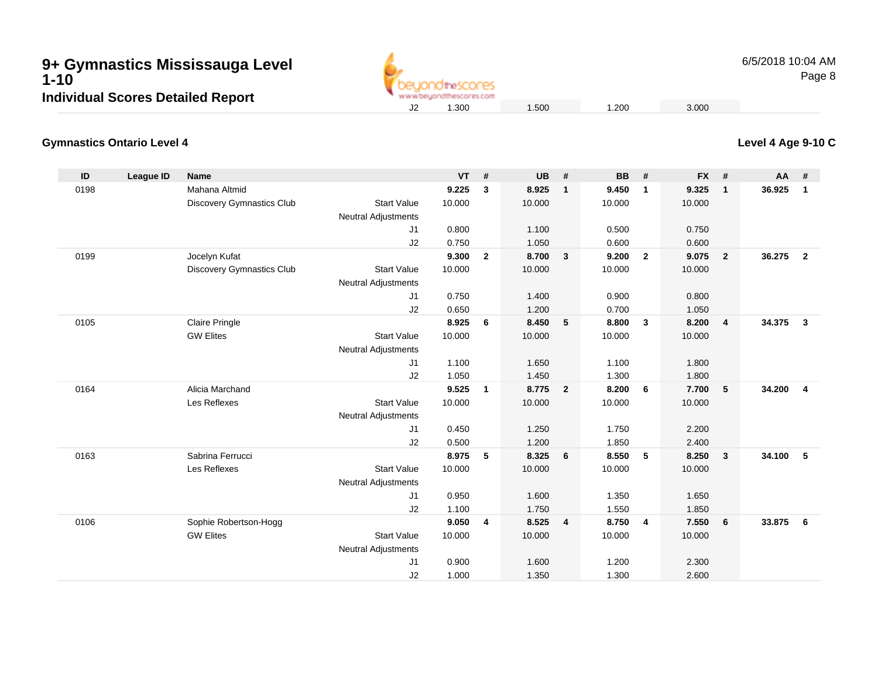# 9+ Gymnastics Mississauga Level 1-10

## Individual Scores Detailed Report

| | | | | | | | | |
|---|---|---|---|---|---|---|---|---|
| J2 | 1.300 | | 1.500 | | 1.200 | | 3.000 | |

### Gymnastics Ontario Level 4

### Level 4 Age 9-10 C

| ID | League ID | Name | | VT | # | UB | # | BB | # | FX | # | AA | # |
|---|---|---|---|---|---|---|---|---|---|---|---|---|---|
| 0198 | | Mahana Altmid | | **9.225** | **3** | **8.925** | **1** | **9.450** | **1** | **9.325** | **1** | **36.925** | **1** |
| | | Discovery Gymnastics Club | Start Value | 10.000 | | 10.000 | | 10.000 | | 10.000 | | | |
| | | | Neutral Adjustments | | | | | | | | | | |
| | | | J1 | 0.800 | | 1.100 | | 0.500 | | 0.750 | | | |
| | | | J2 | 0.750 | | 1.050 | | 0.600 | | 0.600 | | | |
| 0199 | | Jocelyn Kufat | | **9.300** | **2** | **8.700** | **3** | **9.200** | **2** | **9.075** | **2** | **36.275** | **2** |
| | | Discovery Gymnastics Club | Start Value | 10.000 | | 10.000 | | 10.000 | | 10.000 | | | |
| | | | Neutral Adjustments | | | | | | | | | | |
| | | | J1 | 0.750 | | 1.400 | | 0.900 | | 0.800 | | | |
| | | | J2 | 0.650 | | 1.200 | | 0.700 | | 1.050 | | | |
| 0105 | | Claire Pringle | | **8.925** | **6** | **8.450** | **5** | **8.800** | **3** | **8.200** | **4** | **34.375** | **3** |
| | | GW Elites | Start Value | 10.000 | | 10.000 | | 10.000 | | 10.000 | | | |
| | | | Neutral Adjustments | | | | | | | | | | |
| | | | J1 | 1.100 | | 1.650 | | 1.100 | | 1.800 | | | |
| | | | J2 | 1.050 | | 1.450 | | 1.300 | | 1.800 | | | |
| 0164 | | Alicia Marchand | | **9.525** | **1** | **8.775** | **2** | **8.200** | **6** | **7.700** | **5** | **34.200** | **4** |
| | | Les Reflexes | Start Value | 10.000 | | 10.000 | | 10.000 | | 10.000 | | | |
| | | | Neutral Adjustments | | | | | | | | | | |
| | | | J1 | 0.450 | | 1.250 | | 1.750 | | 2.200 | | | |
| | | | J2 | 0.500 | | 1.200 | | 1.850 | | 2.400 | | | |
| 0163 | | Sabrina Ferrucci | | **8.975** | **5** | **8.325** | **6** | **8.550** | **5** | **8.250** | **3** | **34.100** | **5** |
| | | Les Reflexes | Start Value | 10.000 | | 10.000 | | 10.000 | | 10.000 | | | |
| | | | Neutral Adjustments | | | | | | | | | | |
| | | | J1 | 0.950 | | 1.600 | | 1.350 | | 1.650 | | | |
| | | | J2 | 1.100 | | 1.750 | | 1.550 | | 1.850 | | | |
| 0106 | | Sophie Robertson-Hogg | | **9.050** | **4** | **8.525** | **4** | **8.750** | **4** | **7.550** | **6** | **33.875** | **6** |
| | | GW Elites | Start Value | 10.000 | | 10.000 | | 10.000 | | 10.000 | | | |
| | | | Neutral Adjustments | | | | | | | | | | |
| | | | J1 | 0.900 | | 1.600 | | 1.200 | | 2.300 | | | |
| | | | J2 | 1.000 | | 1.350 | | 1.300 | | 2.600 | | | |